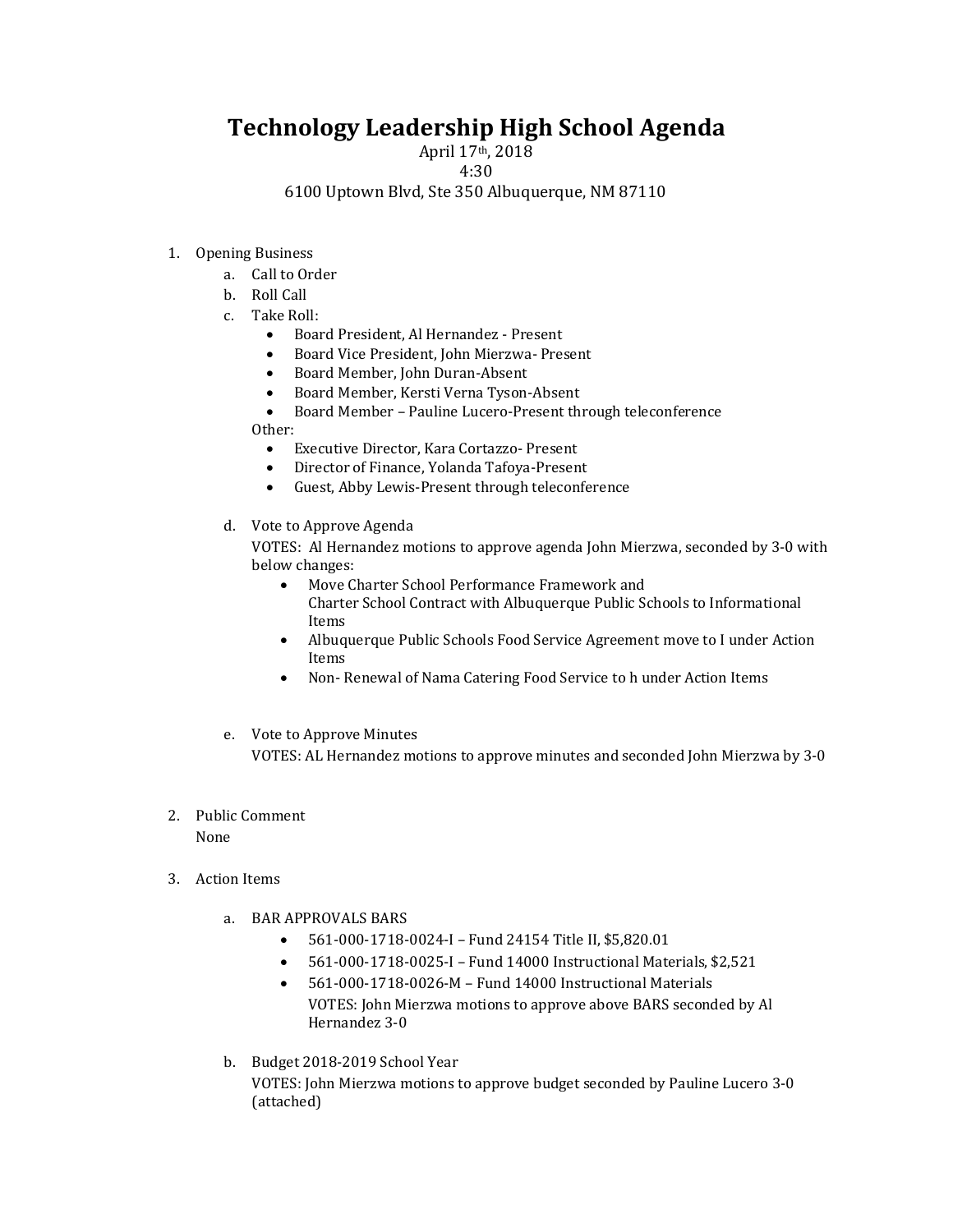# Technology Leadership High School Agenda

April 17th, 2018
4:30
6100 Uptown Blvd, Ste 350 Albuquerque, NM 87110

1. Opening Business
   a. Call to Order
   b. Roll Call
   c. Take Roll:
      - Board President, Al Hernandez - Present
      - Board Vice President, John Mierzwa- Present
      - Board Member, John Duran-Absent
      - Board Member, Kersti Verna Tyson-Absent
      - Board Member – Pauline Lucero-Present through teleconference

      Other:
      - Executive Director, Kara Cortazzo- Present
      - Director of Finance, Yolanda Tafoya-Present
      - Guest, Abby Lewis-Present through teleconference

   d. Vote to Approve Agenda
      VOTES: Al Hernandez motions to approve agenda John Mierzwa, seconded by 3-0 with below changes:
      - Move Charter School Performance Framework and Charter School Contract with Albuquerque Public Schools to Informational Items
      - Albuquerque Public Schools Food Service Agreement move to I under Action Items
      - Non- Renewal of Nama Catering Food Service to h under Action Items

   e. Vote to Approve Minutes
      VOTES: AL Hernandez motions to approve minutes and seconded John Mierzwa by 3-0

2. Public Comment
   None

3. Action Items

   a. BAR APPROVALS BARS
      - 561-000-1718-0024-I – Fund 24154 Title II, $5,820.01
      - 561-000-1718-0025-I – Fund 14000 Instructional Materials, $2,521
      - 561-000-1718-0026-M – Fund 14000 Instructional Materials
        VOTES: John Mierzwa motions to approve above BARS seconded by Al Hernandez 3-0

   b. Budget 2018-2019 School Year
      VOTES: John Mierzwa motions to approve budget seconded by Pauline Lucero 3-0 (attached)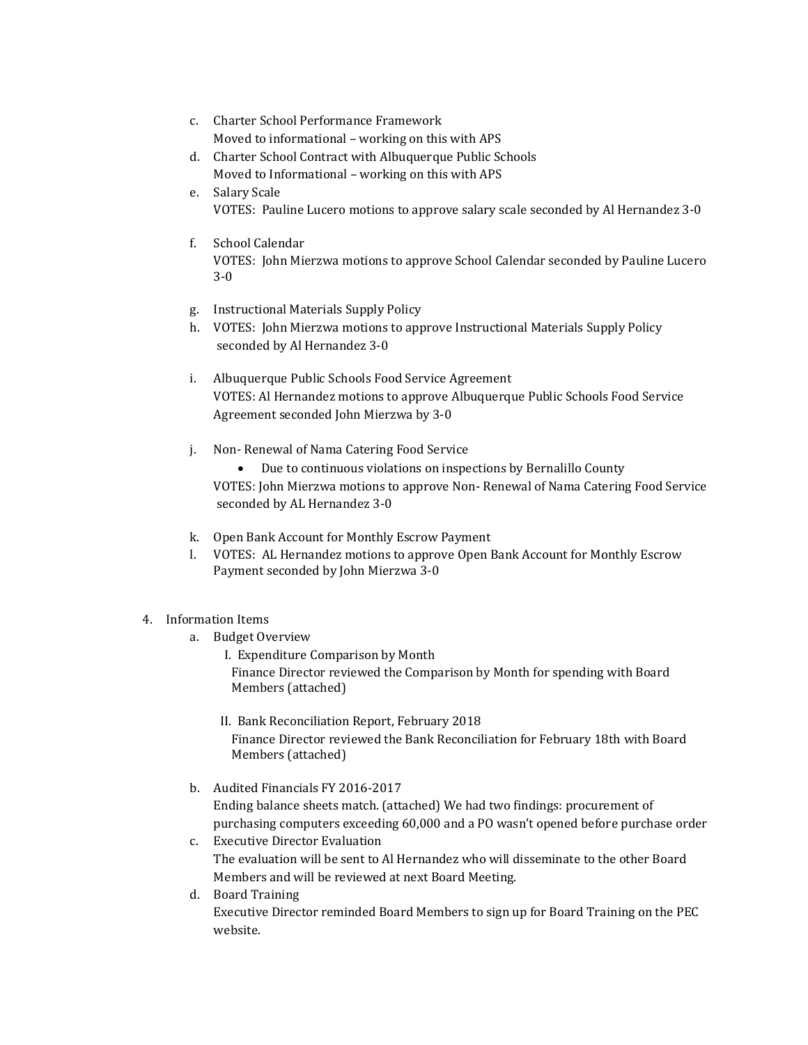c. Charter School Performance Framework
   Moved to informational – working on this with APS
d. Charter School Contract with Albuquerque Public Schools
   Moved to Informational – working on this with APS
e. Salary Scale
   VOTES: Pauline Lucero motions to approve salary scale seconded by Al Hernandez 3-0

f. School Calendar
   VOTES: John Mierzwa motions to approve School Calendar seconded by Pauline Lucero 3-0

g. Instructional Materials Supply Policy
h. VOTES: John Mierzwa motions to approve Instructional Materials Supply Policy seconded by Al Hernandez 3-0

i. Albuquerque Public Schools Food Service Agreement
   VOTES: Al Hernandez motions to approve Albuquerque Public Schools Food Service Agreement seconded John Mierzwa by 3-0

j. Non- Renewal of Nama Catering Food Service
   - Due to continuous violations on inspections by Bernalillo County

   VOTES: John Mierzwa motions to approve Non- Renewal of Nama Catering Food Service seconded by AL Hernandez 3-0

k. Open Bank Account for Monthly Escrow Payment
l. VOTES: AL Hernandez motions to approve Open Bank Account for Monthly Escrow Payment seconded by John Mierzwa 3-0

4. Information Items
   a. Budget Overview
      I. Expenditure Comparison by Month
         Finance Director reviewed the Comparison by Month for spending with Board Members (attached)

      II. Bank Reconciliation Report, February 2018
         Finance Director reviewed the Bank Reconciliation for February 18th with Board Members (attached)

   b. Audited Financials FY 2016-2017
      Ending balance sheets match. (attached) We had two findings: procurement of purchasing computers exceeding 60,000 and a PO wasn't opened before purchase order
   c. Executive Director Evaluation
      The evaluation will be sent to Al Hernandez who will disseminate to the other Board Members and will be reviewed at next Board Meeting.
   d. Board Training
      Executive Director reminded Board Members to sign up for Board Training on the PEC website.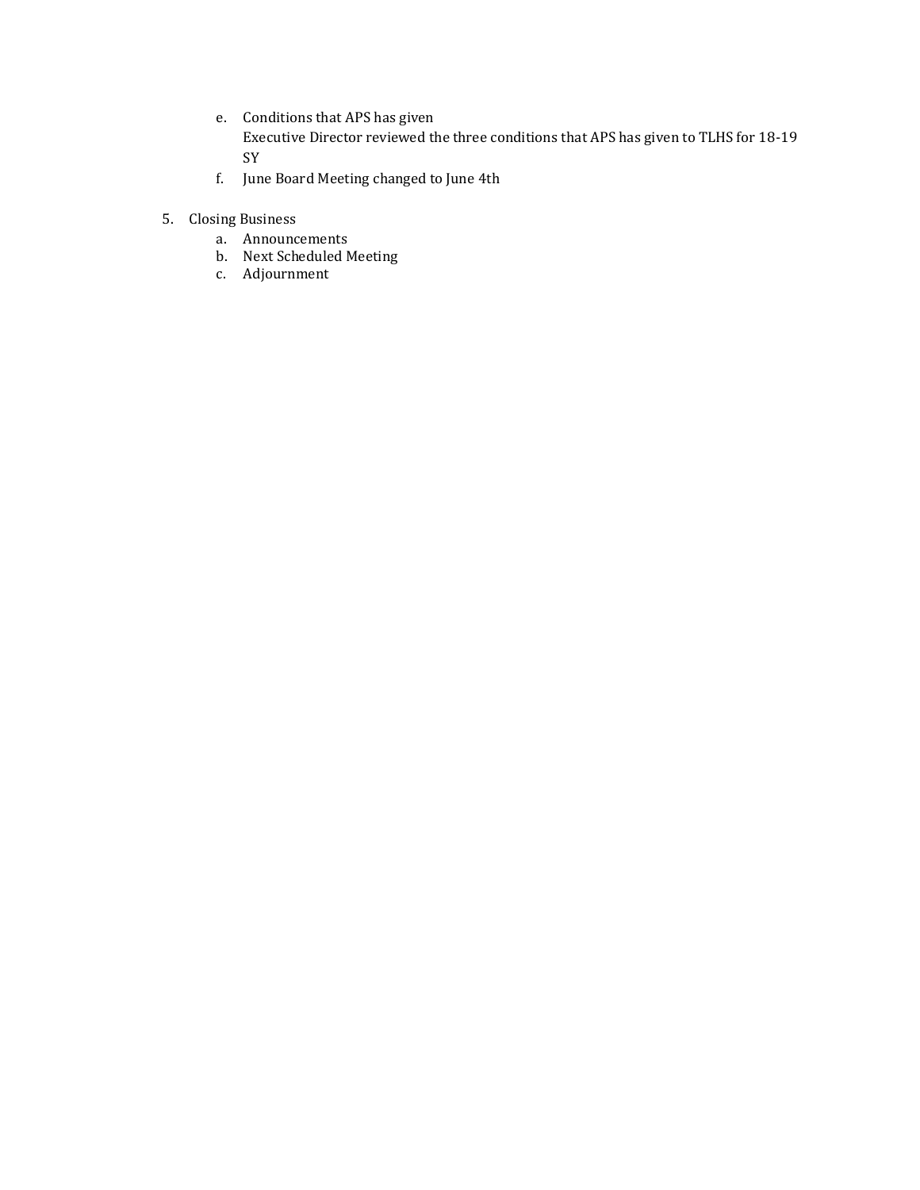e. Conditions that APS has given
      Executive Director reviewed the three conditions that APS has given to TLHS for 18-19 SY
   f. June Board Meeting changed to June 4th

5. Closing Business
   a. Announcements
   b. Next Scheduled Meeting
   c. Adjournment